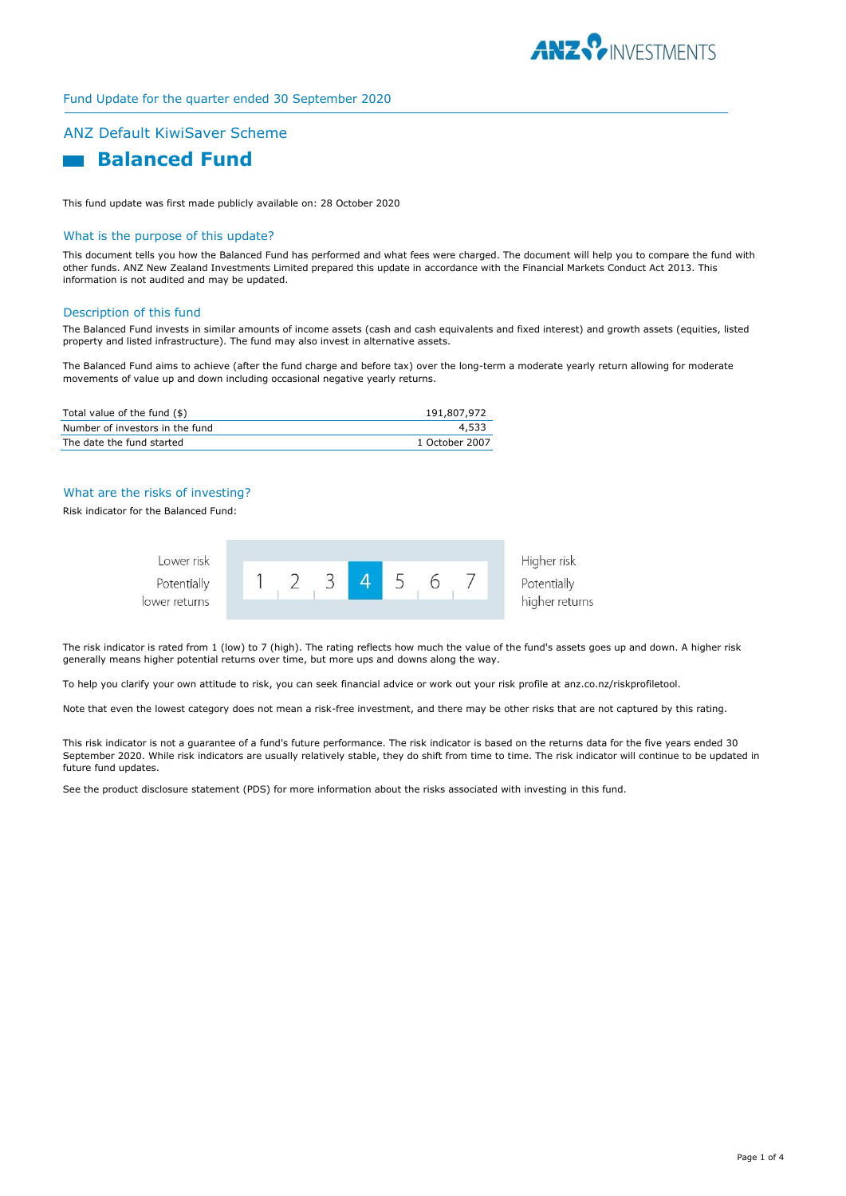Fund Update for the quarter ended 30 September 2020

## ANZ Default KiwiSaver Scheme

# Balanced Fund

This fund update was first made publicly available on: 28 October 2020

## What is the purpose of this update?

This document tells you how the Balanced Fund has performed and what fees were charged. The document will help you to compare the fund with other funds. ANZ New Zealand Investments Limited prepared this update in accordance with the Financial Markets Conduct Act 2013. This information is not audited and may be updated.

## Description of this fund

The Balanced Fund invests in similar amounts of income assets (cash and cash equivalents and fixed interest) and growth assets (equities, listed property and listed infrastructure). The fund may also invest in alternative assets.

The Balanced Fund aims to achieve (after the fund charge and before tax) over the long-term a moderate yearly return allowing for moderate movements of value up and down including occasional negative yearly returns.

| | |
|---|---|
| Total value of the fund ($) | 191,807,972 |
| Number of investors in the fund | 4,533 |
| The date the fund started | 1 October 2007 |

## What are the risks of investing?

Risk indicator for the Balanced Fund:

| Lower risk<br>Potentially lower returns | 1 | 2 | 3 | **4** | 5 | 6 | 7 | Higher risk<br>Potentially higher returns |
|---|---|---|---|---|---|---|---|---|

The risk indicator is rated from 1 (low) to 7 (high). The rating reflects how much the value of the fund's assets goes up and down. A higher risk generally means higher potential returns over time, but more ups and downs along the way.

To help you clarify your own attitude to risk, you can seek financial advice or work out your risk profile at anz.co.nz/riskprofiletool.

Note that even the lowest category does not mean a risk-free investment, and there may be other risks that are not captured by this rating.

This risk indicator is not a guarantee of a fund's future performance. The risk indicator is based on the returns data for the five years ended 30 September 2020. While risk indicators are usually relatively stable, they do shift from time to time. The risk indicator will continue to be updated in future fund updates.

See the product disclosure statement (PDS) for more information about the risks associated with investing in this fund.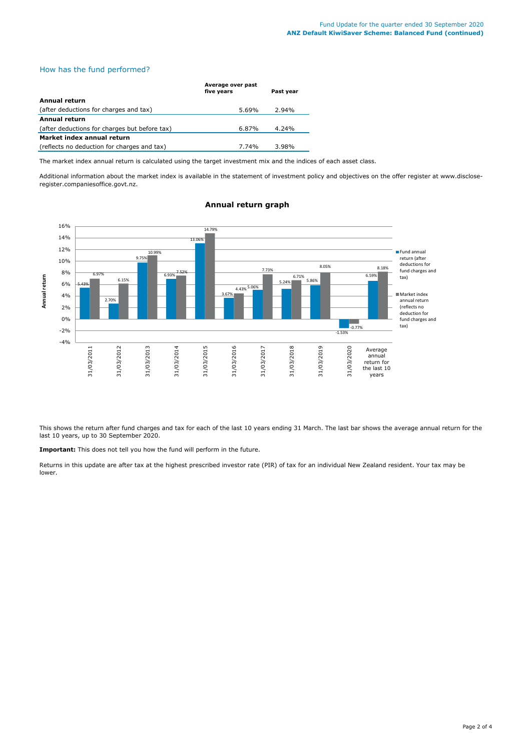## How has the fund performed?

| | Average over past five years | Past year |
|---|---|---|
| **Annual return** | | |
| (after deductions for charges and tax) | 5.69% | 2.94% |
| **Annual return** | | |
| (after deductions for charges but before tax) | 6.87% | 4.24% |
| **Market index annual return** | | |
| (reflects no deduction for charges and tax) | 7.74% | 3.98% |

The market index annual return is calculated using the target investment mix and the indices of each asset class.

Additional information about the market index is available in the statement of investment policy and objectives on the offer register at www.disclose-register.companiesoffice.govt.nz.

### Annual return graph

| Year | Fund annual return (after deductions for fund charges and tax) | Market index annual return (reflects no deduction for fund charges and tax) |
|---|---|---|
| 31/03/2011 | 5.43% | 6.97% |
| 31/03/2012 | 2.70% | 6.15% |
| 31/03/2013 | 9.75% | 10.99% |
| 31/03/2014 | 6.93% | 7.52% |
| 31/03/2015 | 13.06% | 14.79% |
| 31/03/2016 | 3.67% | 4.43% |
| 31/03/2017 | 5.06% | 7.73% |
| 31/03/2018 | 5.24% | 6.71% |
| 31/03/2019 | 5.86% | 8.05% |
| 31/03/2020 | -1.53% | -0.77% |
| Average annual return for the last 10 years | 6.59% | 8.18% |

This shows the return after fund charges and tax for each of the last 10 years ending 31 March. The last bar shows the average annual return for the last 10 years, up to 30 September 2020.

**Important:** This does not tell you how the fund will perform in the future.

Returns in this update are after tax at the highest prescribed investor rate (PIR) of tax for an individual New Zealand resident. Your tax may be lower.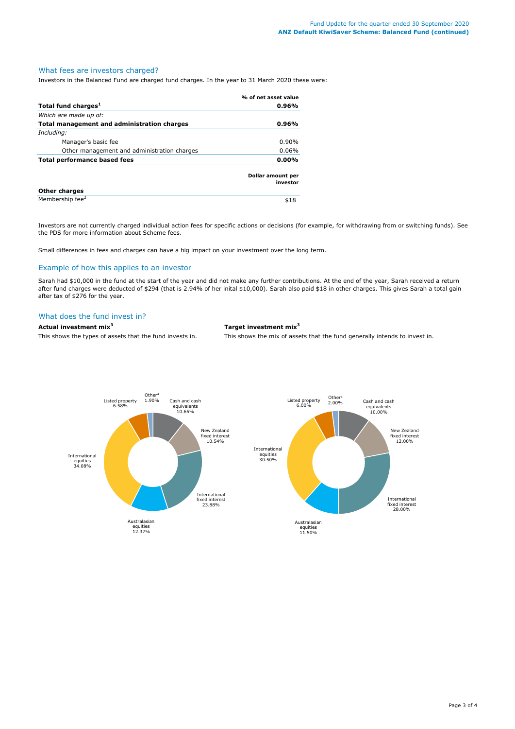## What fees are investors charged?

Investors in the Balanced Fund are charged fund charges. In the year to 31 March 2020 these were:

| | % of net asset value |
|---|---|
| **Total fund charges**[1] | **0.96%** |
| *Which are made up of:* | |
| **Total management and administration charges** | **0.96%** |
| *Including:* | |
| Manager's basic fee | 0.90% |
| Other management and administration charges | 0.06% |
| **Total performance based fees** | **0.00%** |
| | **Dollar amount per investor** |
| **Other charges** | |
| Membership fee[2] | $18 |

Investors are not currently charged individual action fees for specific actions or decisions (for example, for withdrawing from or switching funds). See the PDS for more information about Scheme fees.

Small differences in fees and charges can have a big impact on your investment over the long term.

## Example of how this applies to an investor

Sarah had $10,000 in the fund at the start of the year and did not make any further contributions. At the end of the year, Sarah received a return after fund charges were deducted of $294 (that is 2.94% of her inital $10,000). Sarah also paid $18 in other charges. This gives Sarah a total gain after tax of $276 for the year.

## What does the fund invest in?

### Actual investment mix[3]

This shows the types of assets that the fund invests in.

| Asset | % |
|---|---|
| Cash and cash equivalents | 10.65% |
| New Zealand fixed interest | 10.54% |
| International fixed interest | 23.88% |
| Australasian equities | 12.37% |
| International equities | 34.08% |
| Listed property | 6.58% |
| Other[4] | 1.90% |

### Target investment mix[3]

This shows the mix of assets that the fund generally intends to invest in.

| Asset | % |
|---|---|
| Cash and cash equivalents | 10.00% |
| New Zealand fixed interest | 12.00% |
| International fixed interest | 28.00% |
| Australasian equities | 11.50% |
| International equities | 30.50% |
| Listed property | 6.00% |
| Other[4] | 2.00% |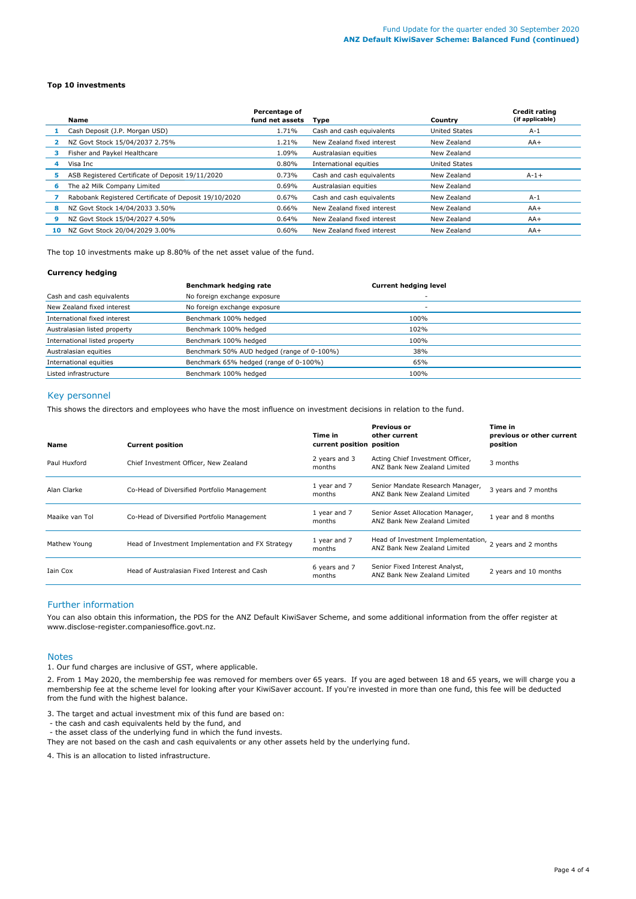### Top 10 investments

| | Name | Percentage of fund net assets | Type | Country | Credit rating (if applicable) |
|---|---|---|---|---|---|
| 1 | Cash Deposit (J.P. Morgan USD) | 1.71% | Cash and cash equivalents | United States | A-1 |
| 2 | NZ Govt Stock 15/04/2037 2.75% | 1.21% | New Zealand fixed interest | New Zealand | AA+ |
| 3 | Fisher and Paykel Healthcare | 1.09% | Australasian equities | New Zealand | |
| 4 | Visa Inc | 0.80% | International equities | United States | |
| 5 | ASB Registered Certificate of Deposit 19/11/2020 | 0.73% | Cash and cash equivalents | New Zealand | A-1+ |
| 6 | The a2 Milk Company Limited | 0.69% | Australasian equities | New Zealand | |
| 7 | Rabobank Registered Certificate of Deposit 19/10/2020 | 0.67% | Cash and cash equivalents | New Zealand | A-1 |
| 8 | NZ Govt Stock 14/04/2033 3.50% | 0.66% | New Zealand fixed interest | New Zealand | AA+ |
| 9 | NZ Govt Stock 15/04/2027 4.50% | 0.64% | New Zealand fixed interest | New Zealand | AA+ |
| 10 | NZ Govt Stock 20/04/2029 3.00% | 0.60% | New Zealand fixed interest | New Zealand | AA+ |

The top 10 investments make up 8.80% of the net asset value of the fund.

### Currency hedging

| | Benchmark hedging rate | Current hedging level |
|---|---|---|
| Cash and cash equivalents | No foreign exchange exposure | - |
| New Zealand fixed interest | No foreign exchange exposure | - |
| International fixed interest | Benchmark 100% hedged | 100% |
| Australasian listed property | Benchmark 100% hedged | 102% |
| International listed property | Benchmark 100% hedged | 100% |
| Australasian equities | Benchmark 50% AUD hedged (range of 0-100%) | 38% |
| International equities | Benchmark 65% hedged (range of 0-100%) | 65% |
| Listed infrastructure | Benchmark 100% hedged | 100% |

## Key personnel

This shows the directors and employees who have the most influence on investment decisions in relation to the fund.

| Name | Current position | Time in current position | Previous or other current position | Time in previous or other current position |
|---|---|---|---|---|
| Paul Huxford | Chief Investment Officer, New Zealand | 2 years and 3 months | Acting Chief Investment Officer, ANZ Bank New Zealand Limited | 3 months |
| Alan Clarke | Co-Head of Diversified Portfolio Management | 1 year and 7 months | Senior Mandate Research Manager, ANZ Bank New Zealand Limited | 3 years and 7 months |
| Maaike van Tol | Co-Head of Diversified Portfolio Management | 1 year and 7 months | Senior Asset Allocation Manager, ANZ Bank New Zealand Limited | 1 year and 8 months |
| Mathew Young | Head of Investment Implementation and FX Strategy | 1 year and 7 months | Head of Investment Implementation, ANZ Bank New Zealand Limited | 2 years and 2 months |
| Iain Cox | Head of Australasian Fixed Interest and Cash | 6 years and 7 months | Senior Fixed Interest Analyst, ANZ Bank New Zealand Limited | 2 years and 10 months |

## Further information

You can also obtain this information, the PDS for the ANZ Default KiwiSaver Scheme, and some additional information from the offer register at www.disclose-register.companiesoffice.govt.nz.

## Notes

1. Our fund charges are inclusive of GST, where applicable.

2. From 1 May 2020, the membership fee was removed for members over 65 years. If you are aged between 18 and 65 years, we will charge you a membership fee at the scheme level for looking after your KiwiSaver account. If you're invested in more than one fund, this fee will be deducted from the fund with the highest balance.

3. The target and actual investment mix of this fund are based on:
 - the cash and cash equivalents held by the fund, and
 - the asset class of the underlying fund in which the fund invests.

They are not based on the cash and cash equivalents or any other assets held by the underlying fund.

4. This is an allocation to listed infrastructure.